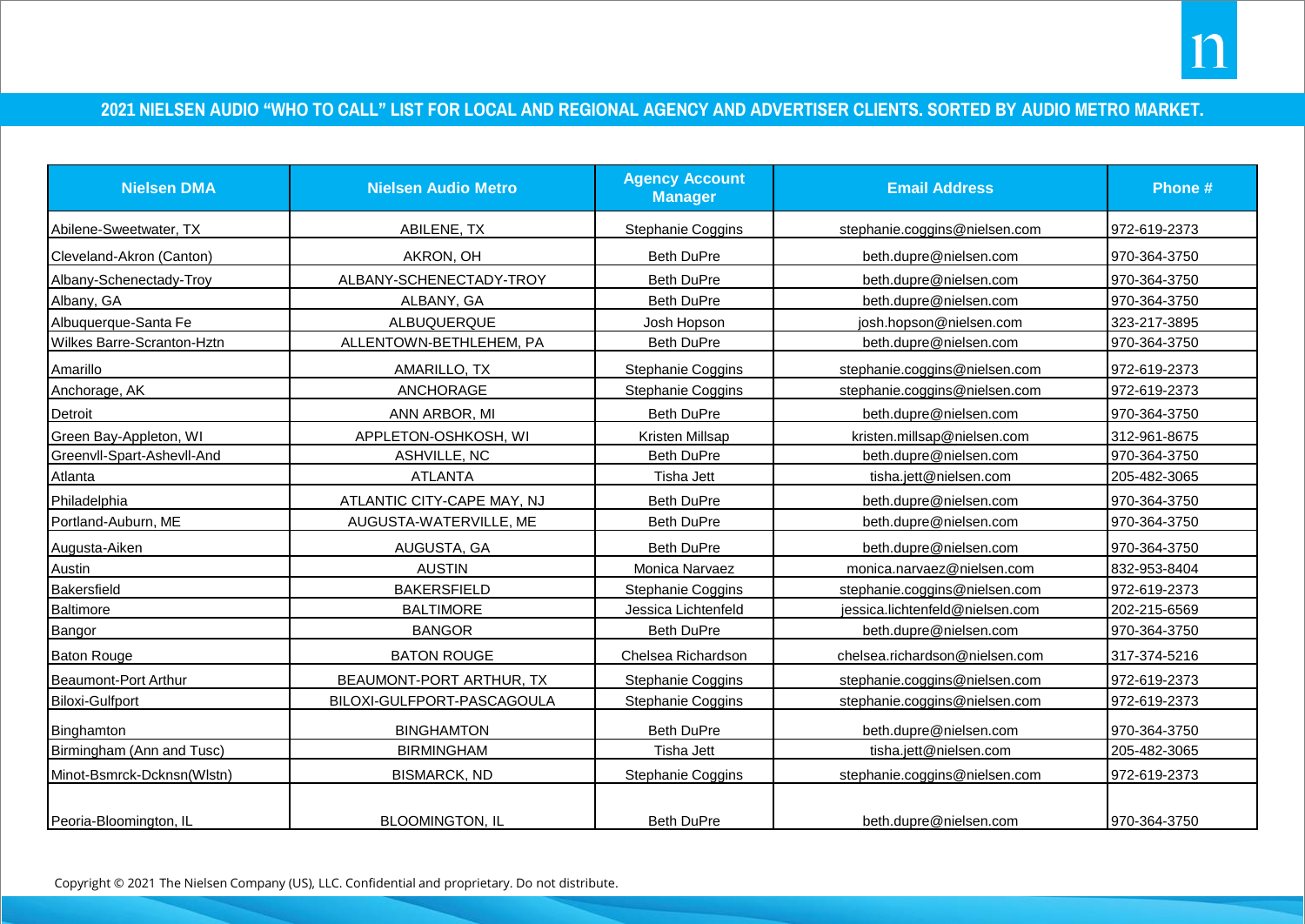## 2021 NIELSEN AUDIO "WHO TO CALL" LIST FOR LOCAL AND REGIONAL AGENCY AND ADVERTISER CLIENTS. SORTED BY AUDIO METRO MARKET.

| Nielsen DMA | Nielsen Audio Metro | Agency Account Manager | Email Address | Phone # |
|---|---|---|---|---|
| Abilene-Sweetwater, TX | ABILENE, TX | Stephanie Coggins | stephanie.coggins@nielsen.com | 972-619-2373 |
| Cleveland-Akron (Canton) | AKRON, OH | Beth DuPre | beth.dupre@nielsen.com | 970-364-3750 |
| Albany-Schenectady-Troy | ALBANY-SCHENECTADY-TROY | Beth DuPre | beth.dupre@nielsen.com | 970-364-3750 |
| Albany, GA | ALBANY, GA | Beth DuPre | beth.dupre@nielsen.com | 970-364-3750 |
| Albuquerque-Santa Fe | ALBUQUERQUE | Josh Hopson | josh.hopson@nielsen.com | 323-217-3895 |
| Wilkes Barre-Scranton-Hztn | ALLENTOWN-BETHLEHEM, PA | Beth DuPre | beth.dupre@nielsen.com | 970-364-3750 |
| Amarillo | AMARILLO, TX | Stephanie Coggins | stephanie.coggins@nielsen.com | 972-619-2373 |
| Anchorage, AK | ANCHORAGE | Stephanie Coggins | stephanie.coggins@nielsen.com | 972-619-2373 |
| Detroit | ANN ARBOR, MI | Beth DuPre | beth.dupre@nielsen.com | 970-364-3750 |
| Green Bay-Appleton, WI | APPLETON-OSHKOSH, WI | Kristen Millsap | kristen.millsap@nielsen.com | 312-961-8675 |
| Greenvll-Spart-Ashevll-And | ASHVILLE, NC | Beth DuPre | beth.dupre@nielsen.com | 970-364-3750 |
| Atlanta | ATLANTA | Tisha Jett | tisha.jett@nielsen.com | 205-482-3065 |
| Philadelphia | ATLANTIC CITY-CAPE MAY, NJ | Beth DuPre | beth.dupre@nielsen.com | 970-364-3750 |
| Portland-Auburn, ME | AUGUSTA-WATERVILLE, ME | Beth DuPre | beth.dupre@nielsen.com | 970-364-3750 |
| Augusta-Aiken | AUGUSTA, GA | Beth DuPre | beth.dupre@nielsen.com | 970-364-3750 |
| Austin | AUSTIN | Monica Narvaez | monica.narvaez@nielsen.com | 832-953-8404 |
| Bakersfield | BAKERSFIELD | Stephanie Coggins | stephanie.coggins@nielsen.com | 972-619-2373 |
| Baltimore | BALTIMORE | Jessica Lichtenfeld | jessica.lichtenfeld@nielsen.com | 202-215-6569 |
| Bangor | BANGOR | Beth DuPre | beth.dupre@nielsen.com | 970-364-3750 |
| Baton Rouge | BATON ROUGE | Chelsea Richardson | chelsea.richardson@nielsen.com | 317-374-5216 |
| Beaumont-Port Arthur | BEAUMONT-PORT ARTHUR, TX | Stephanie Coggins | stephanie.coggins@nielsen.com | 972-619-2373 |
| Biloxi-Gulfport | BILOXI-GULFPORT-PASCAGOULA | Stephanie Coggins | stephanie.coggins@nielsen.com | 972-619-2373 |
| Binghamton | BINGHAMTON | Beth DuPre | beth.dupre@nielsen.com | 970-364-3750 |
| Birmingham (Ann and Tusc) | BIRMINGHAM | Tisha Jett | tisha.jett@nielsen.com | 205-482-3065 |
| Minot-Bsmrck-Dcknsn(Wlstn) | BISMARCK, ND | Stephanie Coggins | stephanie.coggins@nielsen.com | 972-619-2373 |
| Peoria-Bloomington, IL | BLOOMINGTON, IL | Beth DuPre | beth.dupre@nielsen.com | 970-364-3750 |

Copyright © 2021 The Nielsen Company (US), LLC. Confidential and proprietary. Do not distribute.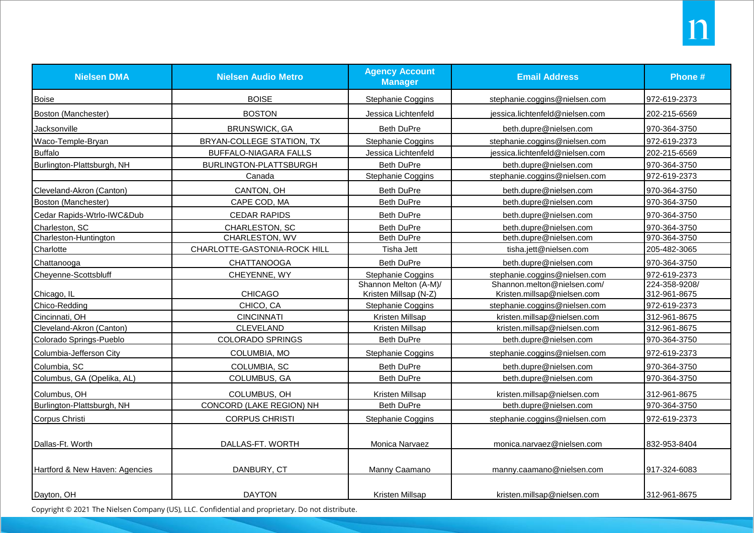| Nielsen DMA | Nielsen Audio Metro | Agency Account Manager | Email Address | Phone # |
|---|---|---|---|---|
| Boise | BOISE | Stephanie Coggins | stephanie.coggins@nielsen.com | 972-619-2373 |
| Boston (Manchester) | BOSTON | Jessica Lichtenfeld | jessica.lichtenfeld@nielsen.com | 202-215-6569 |
| Jacksonville | BRUNSWICK, GA | Beth DuPre | beth.dupre@nielsen.com | 970-364-3750 |
| Waco-Temple-Bryan | BRYAN-COLLEGE STATION, TX | Stephanie Coggins | stephanie.coggins@nielsen.com | 972-619-2373 |
| Buffalo | BUFFALO-NIAGARA FALLS | Jessica Lichtenfeld | jessica.lichtenfeld@nielsen.com | 202-215-6569 |
| Burlington-Plattsburgh, NH | BURLINGTON-PLATTSBURGH | Beth DuPre | beth.dupre@nielsen.com | 970-364-3750 |
| | Canada | Stephanie Coggins | stephanie.coggins@nielsen.com | 972-619-2373 |
| Cleveland-Akron (Canton) | CANTON, OH | Beth DuPre | beth.dupre@nielsen.com | 970-364-3750 |
| Boston (Manchester) | CAPE COD, MA | Beth DuPre | beth.dupre@nielsen.com | 970-364-3750 |
| Cedar Rapids-Wtrlo-IWC&Dub | CEDAR RAPIDS | Beth DuPre | beth.dupre@nielsen.com | 970-364-3750 |
| Charleston, SC | CHARLESTON, SC | Beth DuPre | beth.dupre@nielsen.com | 970-364-3750 |
| Charleston-Huntington | CHARLESTON, WV | Beth DuPre | beth.dupre@nielsen.com | 970-364-3750 |
| Charlotte | CHARLOTTE-GASTONIA-ROCK HILL | Tisha Jett | tisha.jett@nielsen.com | 205-482-3065 |
| Chattanooga | CHATTANOOGA | Beth DuPre | beth.dupre@nielsen.com | 970-364-3750 |
| Cheyenne-Scottsbluff | CHEYENNE, WY | Stephanie Coggins | stephanie.coggins@nielsen.com | 972-619-2373 |
| Chicago, IL | CHICAGO | Shannon Melton (A-M)/ Kristen Millsap (N-Z) | Shannon.melton@nielsen.com/ Kristen.millsap@nielsen.com | 224-358-9208/ 312-961-8675 |
| Chico-Redding | CHICO, CA | Stephanie Coggins | stephanie.coggins@nielsen.com | 972-619-2373 |
| Cincinnati, OH | CINCINNATI | Kristen Millsap | kristen.millsap@nielsen.com | 312-961-8675 |
| Cleveland-Akron (Canton) | CLEVELAND | Kristen Millsap | kristen.millsap@nielsen.com | 312-961-8675 |
| Colorado Springs-Pueblo | COLORADO SPRINGS | Beth DuPre | beth.dupre@nielsen.com | 970-364-3750 |
| Columbia-Jefferson City | COLUMBIA, MO | Stephanie Coggins | stephanie.coggins@nielsen.com | 972-619-2373 |
| Columbia, SC | COLUMBIA, SC | Beth DuPre | beth.dupre@nielsen.com | 970-364-3750 |
| Columbus, GA (Opelika, AL) | COLUMBUS, GA | Beth DuPre | beth.dupre@nielsen.com | 970-364-3750 |
| Columbus, OH | COLUMBUS, OH | Kristen Millsap | kristen.millsap@nielsen.com | 312-961-8675 |
| Burlington-Plattsburgh, NH | CONCORD (LAKE REGION) NH | Beth DuPre | beth.dupre@nielsen.com | 970-364-3750 |
| Corpus Christi | CORPUS CHRISTI | Stephanie Coggins | stephanie.coggins@nielsen.com | 972-619-2373 |
| Dallas-Ft. Worth | DALLAS-FT. WORTH | Monica Narvaez | monica.narvaez@nielsen.com | 832-953-8404 |
| Hartford & New Haven: Agencies | DANBURY, CT | Manny Caamano | manny.caamano@nielsen.com | 917-324-6083 |
| Dayton, OH | DAYTON | Kristen Millsap | kristen.millsap@nielsen.com | 312-961-8675 |

Copyright © 2021 The Nielsen Company (US), LLC. Confidential and proprietary. Do not distribute.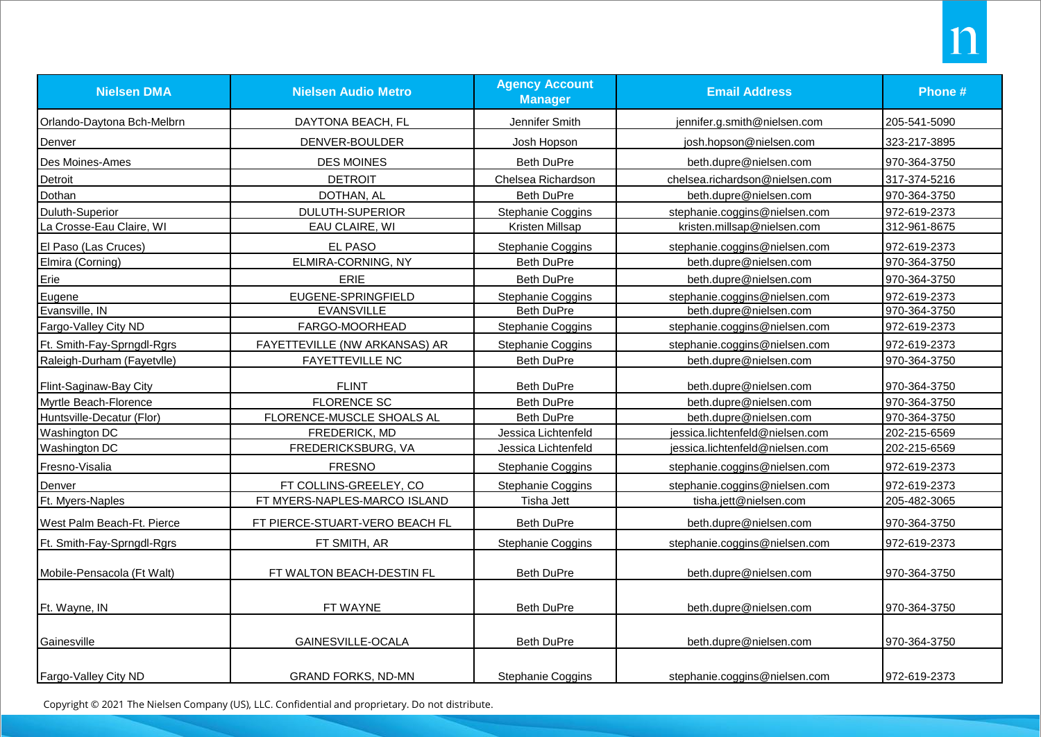| Nielsen DMA | Nielsen Audio Metro | Agency Account Manager | Email Address | Phone # |
| --- | --- | --- | --- | --- |
| Orlando-Daytona Bch-Melbrn | DAYTONA BEACH, FL | Jennifer Smith | jennifer.g.smith@nielsen.com | 205-541-5090 |
| Denver | DENVER-BOULDER | Josh Hopson | josh.hopson@nielsen.com | 323-217-3895 |
| Des Moines-Ames | DES MOINES | Beth DuPre | beth.dupre@nielsen.com | 970-364-3750 |
| Detroit | DETROIT | Chelsea Richardson | chelsea.richardson@nielsen.com | 317-374-5216 |
| Dothan | DOTHAN, AL | Beth DuPre | beth.dupre@nielsen.com | 970-364-3750 |
| Duluth-Superior | DULUTH-SUPERIOR | Stephanie Coggins | stephanie.coggins@nielsen.com | 972-619-2373 |
| La Crosse-Eau Claire, WI | EAU CLAIRE, WI | Kristen Millsap | kristen.millsap@nielsen.com | 312-961-8675 |
| El Paso (Las Cruces) | EL PASO | Stephanie Coggins | stephanie.coggins@nielsen.com | 972-619-2373 |
| Elmira (Corning) | ELMIRA-CORNING, NY | Beth DuPre | beth.dupre@nielsen.com | 970-364-3750 |
| Erie | ERIE | Beth DuPre | beth.dupre@nielsen.com | 970-364-3750 |
| Eugene | EUGENE-SPRINGFIELD | Stephanie Coggins | stephanie.coggins@nielsen.com | 972-619-2373 |
| Evansville, IN | EVANSVILLE | Beth DuPre | beth.dupre@nielsen.com | 970-364-3750 |
| Fargo-Valley City ND | FARGO-MOORHEAD | Stephanie Coggins | stephanie.coggins@nielsen.com | 972-619-2373 |
| Ft. Smith-Fay-Sprngdl-Rgrs | FAYETTEVILLE (NW ARKANSAS) AR | Stephanie Coggins | stephanie.coggins@nielsen.com | 972-619-2373 |
| Raleigh-Durham (Fayetvlle) | FAYETTEVILLE NC | Beth DuPre | beth.dupre@nielsen.com | 970-364-3750 |
| Flint-Saginaw-Bay City | FLINT | Beth DuPre | beth.dupre@nielsen.com | 970-364-3750 |
| Myrtle Beach-Florence | FLORENCE SC | Beth DuPre | beth.dupre@nielsen.com | 970-364-3750 |
| Huntsville-Decatur (Flor) | FLORENCE-MUSCLE SHOALS AL | Beth DuPre | beth.dupre@nielsen.com | 970-364-3750 |
| Washington DC | FREDERICK, MD | Jessica Lichtenfeld | jessica.lichtenfeld@nielsen.com | 202-215-6569 |
| Washington DC | FREDERICKSBURG, VA | Jessica Lichtenfeld | jessica.lichtenfeld@nielsen.com | 202-215-6569 |
| Fresno-Visalia | FRESNO | Stephanie Coggins | stephanie.coggins@nielsen.com | 972-619-2373 |
| Denver | FT COLLINS-GREELEY, CO | Stephanie Coggins | stephanie.coggins@nielsen.com | 972-619-2373 |
| Ft. Myers-Naples | FT MYERS-NAPLES-MARCO ISLAND | Tisha Jett | tisha.jett@nielsen.com | 205-482-3065 |
| West Palm Beach-Ft. Pierce | FT PIERCE-STUART-VERO BEACH FL | Beth DuPre | beth.dupre@nielsen.com | 970-364-3750 |
| Ft. Smith-Fay-Sprngdl-Rgrs | FT SMITH, AR | Stephanie Coggins | stephanie.coggins@nielsen.com | 972-619-2373 |
| Mobile-Pensacola (Ft Walt) | FT WALTON BEACH-DESTIN FL | Beth DuPre | beth.dupre@nielsen.com | 970-364-3750 |
| Ft. Wayne, IN | FT WAYNE | Beth DuPre | beth.dupre@nielsen.com | 970-364-3750 |
| Gainesville | GAINESVILLE-OCALA | Beth DuPre | beth.dupre@nielsen.com | 970-364-3750 |
| Fargo-Valley City ND | GRAND FORKS, ND-MN | Stephanie Coggins | stephanie.coggins@nielsen.com | 972-619-2373 |

Copyright © 2021 The Nielsen Company (US), LLC. Confidential and proprietary. Do not distribute.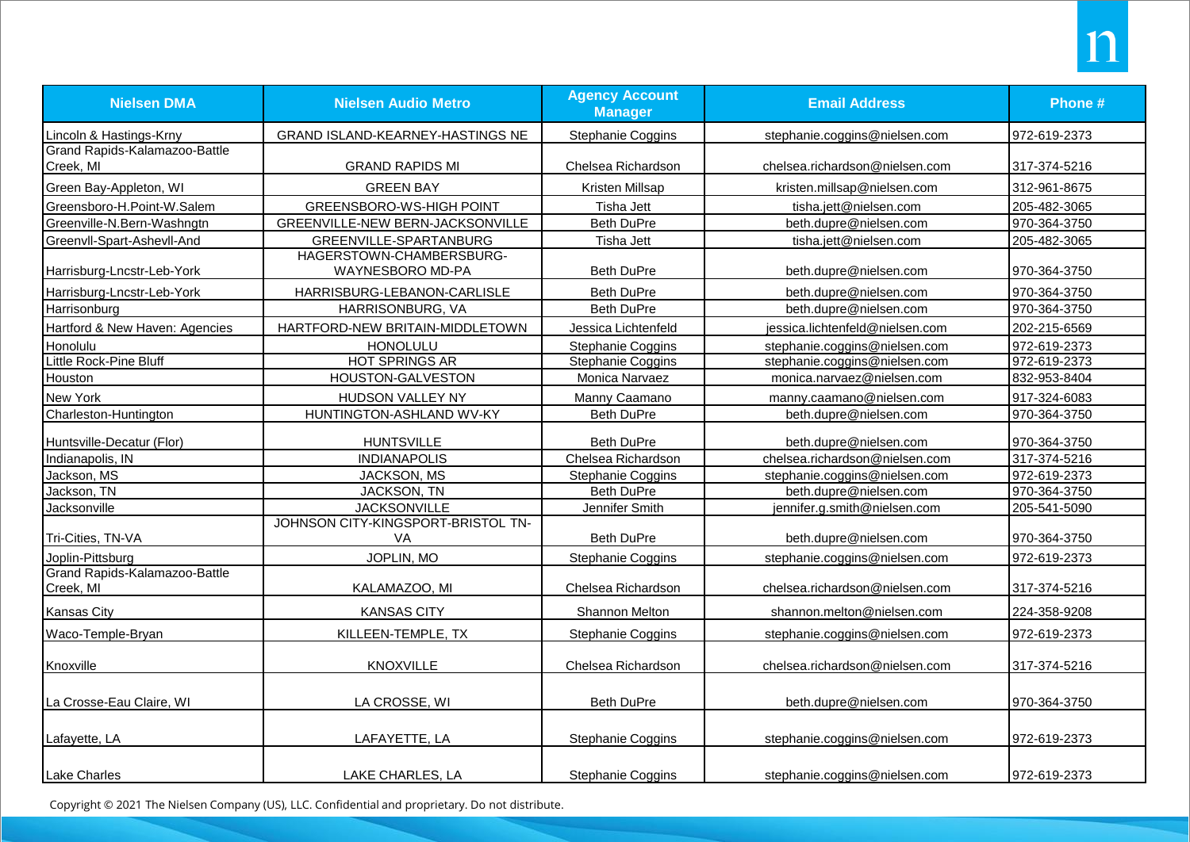| Nielsen DMA | Nielsen Audio Metro | Agency Account Manager | Email Address | Phone # |
|---|---|---|---|---|
| Lincoln & Hastings-Krny | GRAND ISLAND-KEARNEY-HASTINGS NE | Stephanie Coggins | stephanie.coggins@nielsen.com | 972-619-2373 |
| Grand Rapids-Kalamazoo-Battle Creek, MI | GRAND RAPIDS MI | Chelsea Richardson | chelsea.richardson@nielsen.com | 317-374-5216 |
| Green Bay-Appleton, WI | GREEN BAY | Kristen Millsap | kristen.millsap@nielsen.com | 312-961-8675 |
| Greensboro-H.Point-W.Salem | GREENSBORO-WS-HIGH POINT | Tisha Jett | tisha.jett@nielsen.com | 205-482-3065 |
| Greenville-N.Bern-Washngtn | GREENVILLE-NEW BERN-JACKSONVILLE | Beth DuPre | beth.dupre@nielsen.com | 970-364-3750 |
| Greenvll-Spart-Ashevll-And | GREENVILLE-SPARTANBURG | Tisha Jett | tisha.jett@nielsen.com | 205-482-3065 |
| Harrisburg-Lncstr-Leb-York | HAGERSTOWN-CHAMBERSBURG-WAYNESBORO MD-PA | Beth DuPre | beth.dupre@nielsen.com | 970-364-3750 |
| Harrisburg-Lncstr-Leb-York | HARRISBURG-LEBANON-CARLISLE | Beth DuPre | beth.dupre@nielsen.com | 970-364-3750 |
| Harrisonburg | HARRISONBURG, VA | Beth DuPre | beth.dupre@nielsen.com | 970-364-3750 |
| Hartford & New Haven: Agencies | HARTFORD-NEW BRITAIN-MIDDLETOWN | Jessica Lichtenfeld | jessica.lichtenfeld@nielsen.com | 202-215-6569 |
| Honolulu | HONOLULU | Stephanie Coggins | stephanie.coggins@nielsen.com | 972-619-2373 |
| Little Rock-Pine Bluff | HOT SPRINGS AR | Stephanie Coggins | stephanie.coggins@nielsen.com | 972-619-2373 |
| Houston | HOUSTON-GALVESTON | Monica Narvaez | monica.narvaez@nielsen.com | 832-953-8404 |
| New York | HUDSON VALLEY NY | Manny Caamano | manny.caamano@nielsen.com | 917-324-6083 |
| Charleston-Huntington | HUNTINGTON-ASHLAND WV-KY | Beth DuPre | beth.dupre@nielsen.com | 970-364-3750 |
| Huntsville-Decatur (Flor) | HUNTSVILLE | Beth DuPre | beth.dupre@nielsen.com | 970-364-3750 |
| Indianapolis, IN | INDIANAPOLIS | Chelsea Richardson | chelsea.richardson@nielsen.com | 317-374-5216 |
| Jackson, MS | JACKSON, MS | Stephanie Coggins | stephanie.coggins@nielsen.com | 972-619-2373 |
| Jackson, TN | JACKSON, TN | Beth DuPre | beth.dupre@nielsen.com | 970-364-3750 |
| Jacksonville | JACKSONVILLE | Jennifer Smith | jennifer.g.smith@nielsen.com | 205-541-5090 |
| Tri-Cities, TN-VA | JOHNSON CITY-KINGSPORT-BRISTOL TN-VA | Beth DuPre | beth.dupre@nielsen.com | 970-364-3750 |
| Joplin-Pittsburg | JOPLIN, MO | Stephanie Coggins | stephanie.coggins@nielsen.com | 972-619-2373 |
| Grand Rapids-Kalamazoo-Battle Creek, MI | KALAMAZOO, MI | Chelsea Richardson | chelsea.richardson@nielsen.com | 317-374-5216 |
| Kansas City | KANSAS CITY | Shannon Melton | shannon.melton@nielsen.com | 224-358-9208 |
| Waco-Temple-Bryan | KILLEEN-TEMPLE, TX | Stephanie Coggins | stephanie.coggins@nielsen.com | 972-619-2373 |
| Knoxville | KNOXVILLE | Chelsea Richardson | chelsea.richardson@nielsen.com | 317-374-5216 |
| La Crosse-Eau Claire, WI | LA CROSSE, WI | Beth DuPre | beth.dupre@nielsen.com | 970-364-3750 |
| Lafayette, LA | LAFAYETTE, LA | Stephanie Coggins | stephanie.coggins@nielsen.com | 972-619-2373 |
| Lake Charles | LAKE CHARLES, LA | Stephanie Coggins | stephanie.coggins@nielsen.com | 972-619-2373 |

Copyright © 2021 The Nielsen Company (US), LLC. Confidential and proprietary. Do not distribute.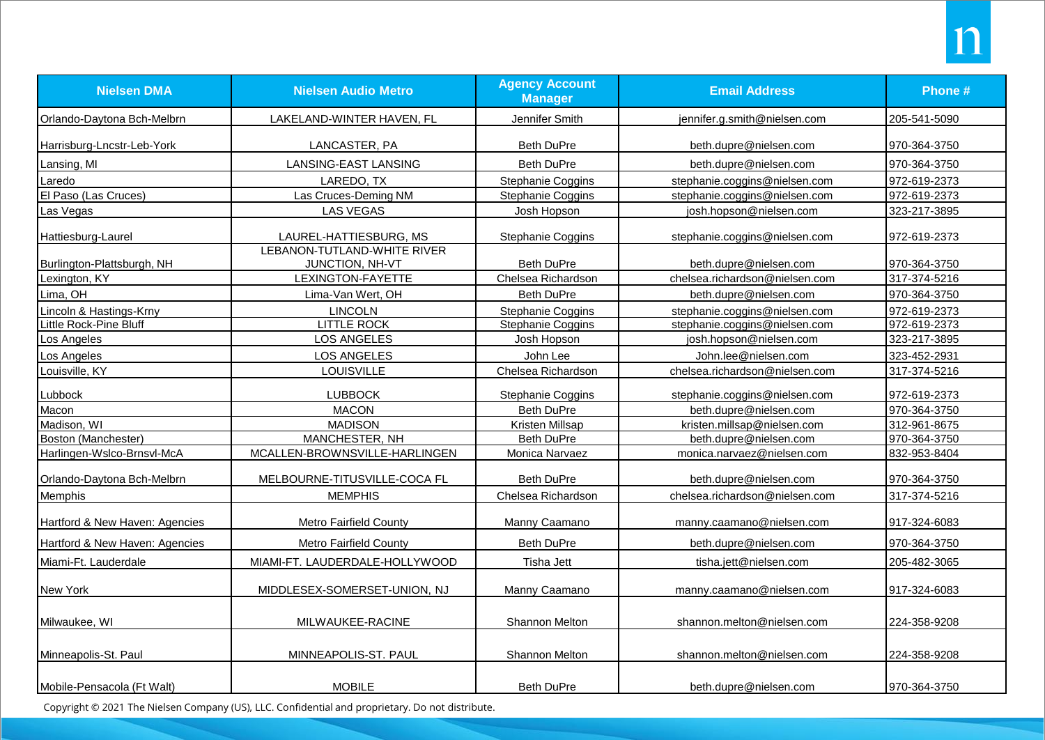| Nielsen DMA | Nielsen Audio Metro | Agency Account Manager | Email Address | Phone # |
| --- | --- | --- | --- | --- |
| Orlando-Daytona Bch-Melbrn | LAKELAND-WINTER HAVEN, FL | Jennifer Smith | jennifer.g.smith@nielsen.com | 205-541-5090 |
| Harrisburg-Lncstr-Leb-York | LANCASTER, PA | Beth DuPre | beth.dupre@nielsen.com | 970-364-3750 |
| Lansing, MI | LANSING-EAST LANSING | Beth DuPre | beth.dupre@nielsen.com | 970-364-3750 |
| Laredo | LAREDO, TX | Stephanie Coggins | stephanie.coggins@nielsen.com | 972-619-2373 |
| El Paso (Las Cruces) | Las Cruces-Deming NM | Stephanie Coggins | stephanie.coggins@nielsen.com | 972-619-2373 |
| Las Vegas | LAS VEGAS | Josh Hopson | josh.hopson@nielsen.com | 323-217-3895 |
| Hattiesburg-Laurel | LAUREL-HATTIESBURG, MS | Stephanie Coggins | stephanie.coggins@nielsen.com | 972-619-2373 |
| Burlington-Plattsburgh, NH | LEBANON-TUTLAND-WHITE RIVER JUNCTION, NH-VT | Beth DuPre | beth.dupre@nielsen.com | 970-364-3750 |
| Lexington, KY | LEXINGTON-FAYETTE | Chelsea Richardson | chelsea.richardson@nielsen.com | 317-374-5216 |
| Lima, OH | Lima-Van Wert, OH | Beth DuPre | beth.dupre@nielsen.com | 970-364-3750 |
| Lincoln & Hastings-Krny | LINCOLN | Stephanie Coggins | stephanie.coggins@nielsen.com | 972-619-2373 |
| Little Rock-Pine Bluff | LITTLE ROCK | Stephanie Coggins | stephanie.coggins@nielsen.com | 972-619-2373 |
| Los Angeles | LOS ANGELES | Josh Hopson | josh.hopson@nielsen.com | 323-217-3895 |
| Los Angeles | LOS ANGELES | John Lee | John.lee@nielsen.com | 323-452-2931 |
| Louisville, KY | LOUISVILLE | Chelsea Richardson | chelsea.richardson@nielsen.com | 317-374-5216 |
| Lubbock | LUBBOCK | Stephanie Coggins | stephanie.coggins@nielsen.com | 972-619-2373 |
| Macon | MACON | Beth DuPre | beth.dupre@nielsen.com | 970-364-3750 |
| Madison, WI | MADISON | Kristen Millsap | kristen.millsap@nielsen.com | 312-961-8675 |
| Boston (Manchester) | MANCHESTER, NH | Beth DuPre | beth.dupre@nielsen.com | 970-364-3750 |
| Harlingen-Wslco-Brnsvl-McA | MCALLEN-BROWNSVILLE-HARLINGEN | Monica Narvaez | monica.narvaez@nielsen.com | 832-953-8404 |
| Orlando-Daytona Bch-Melbrn | MELBOURNE-TITUSVILLE-COCA FL | Beth DuPre | beth.dupre@nielsen.com | 970-364-3750 |
| Memphis | MEMPHIS | Chelsea Richardson | chelsea.richardson@nielsen.com | 317-374-5216 |
| Hartford & New Haven: Agencies | Metro Fairfield County | Manny Caamano | manny.caamano@nielsen.com | 917-324-6083 |
| Hartford & New Haven: Agencies | Metro Fairfield County | Beth DuPre | beth.dupre@nielsen.com | 970-364-3750 |
| Miami-Ft. Lauderdale | MIAMI-FT. LAUDERDALE-HOLLYWOOD | Tisha Jett | tisha.jett@nielsen.com | 205-482-3065 |
| New York | MIDDLESEX-SOMERSET-UNION, NJ | Manny Caamano | manny.caamano@nielsen.com | 917-324-6083 |
| Milwaukee, WI | MILWAUKEE-RACINE | Shannon Melton | shannon.melton@nielsen.com | 224-358-9208 |
| Minneapolis-St. Paul | MINNEAPOLIS-ST. PAUL | Shannon Melton | shannon.melton@nielsen.com | 224-358-9208 |
| Mobile-Pensacola (Ft Walt) | MOBILE | Beth DuPre | beth.dupre@nielsen.com | 970-364-3750 |

Copyright © 2021 The Nielsen Company (US), LLC. Confidential and proprietary. Do not distribute.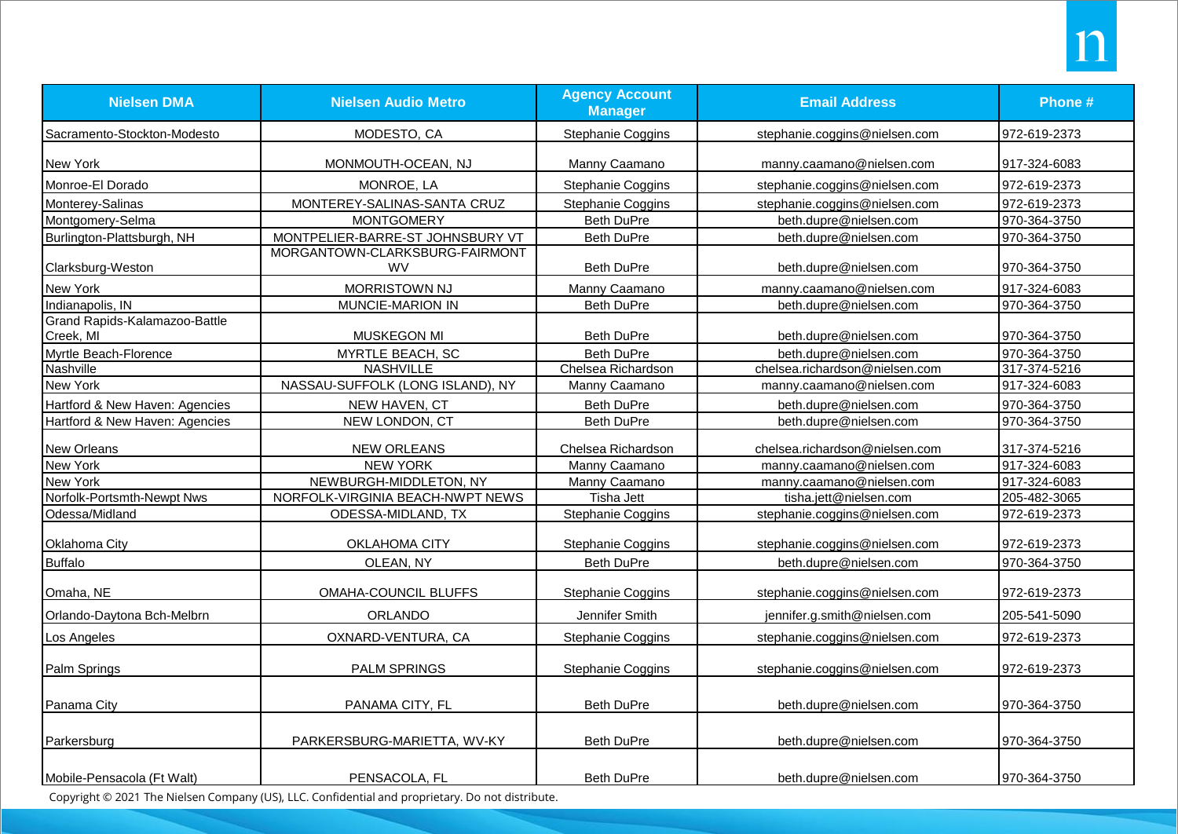| Nielsen DMA | Nielsen Audio Metro | Agency Account Manager | Email Address | Phone # |
|---|---|---|---|---|
| Sacramento-Stockton-Modesto | MODESTO, CA | Stephanie Coggins | stephanie.coggins@nielsen.com | 972-619-2373 |
| New York | MONMOUTH-OCEAN, NJ | Manny Caamano | manny.caamano@nielsen.com | 917-324-6083 |
| Monroe-El Dorado | MONROE, LA | Stephanie Coggins | stephanie.coggins@nielsen.com | 972-619-2373 |
| Monterey-Salinas | MONTEREY-SALINAS-SANTA CRUZ | Stephanie Coggins | stephanie.coggins@nielsen.com | 972-619-2373 |
| Montgomery-Selma | MONTGOMERY | Beth DuPre | beth.dupre@nielsen.com | 970-364-3750 |
| Burlington-Plattsburgh, NH | MONTPELIER-BARRE-ST JOHNSBURY VT | Beth DuPre | beth.dupre@nielsen.com | 970-364-3750 |
| Clarksburg-Weston | MORGANTOWN-CLARKSBURG-FAIRMONT WV | Beth DuPre | beth.dupre@nielsen.com | 970-364-3750 |
| New York | MORRISTOWN NJ | Manny Caamano | manny.caamano@nielsen.com | 917-324-6083 |
| Indianapolis, IN | MUNCIE-MARION IN | Beth DuPre | beth.dupre@nielsen.com | 970-364-3750 |
| Grand Rapids-Kalamazoo-Battle Creek, MI | MUSKEGON MI | Beth DuPre | beth.dupre@nielsen.com | 970-364-3750 |
| Myrtle Beach-Florence | MYRTLE BEACH, SC | Beth DuPre | beth.dupre@nielsen.com | 970-364-3750 |
| Nashville | NASHVILLE | Chelsea Richardson | chelsea.richardson@nielsen.com | 317-374-5216 |
| New York | NASSAU-SUFFOLK (LONG ISLAND), NY | Manny Caamano | manny.caamano@nielsen.com | 917-324-6083 |
| Hartford & New Haven: Agencies | NEW HAVEN, CT | Beth DuPre | beth.dupre@nielsen.com | 970-364-3750 |
| Hartford & New Haven: Agencies | NEW LONDON, CT | Beth DuPre | beth.dupre@nielsen.com | 970-364-3750 |
| New Orleans | NEW ORLEANS | Chelsea Richardson | chelsea.richardson@nielsen.com | 317-374-5216 |
| New York | NEW YORK | Manny Caamano | manny.caamano@nielsen.com | 917-324-6083 |
| New York | NEWBURGH-MIDDLETON, NY | Manny Caamano | manny.caamano@nielsen.com | 917-324-6083 |
| Norfolk-Portsmth-Newpt Nws | NORFOLK-VIRGINIA BEACH-NWPT NEWS | Tisha Jett | tisha.jett@nielsen.com | 205-482-3065 |
| Odessa/Midland | ODESSA-MIDLAND, TX | Stephanie Coggins | stephanie.coggins@nielsen.com | 972-619-2373 |
| Oklahoma City | OKLAHOMA CITY | Stephanie Coggins | stephanie.coggins@nielsen.com | 972-619-2373 |
| Buffalo | OLEAN, NY | Beth DuPre | beth.dupre@nielsen.com | 970-364-3750 |
| Omaha, NE | OMAHA-COUNCIL BLUFFS | Stephanie Coggins | stephanie.coggins@nielsen.com | 972-619-2373 |
| Orlando-Daytona Bch-Melbrn | ORLANDO | Jennifer Smith | jennifer.g.smith@nielsen.com | 205-541-5090 |
| Los Angeles | OXNARD-VENTURA, CA | Stephanie Coggins | stephanie.coggins@nielsen.com | 972-619-2373 |
| Palm Springs | PALM SPRINGS | Stephanie Coggins | stephanie.coggins@nielsen.com | 972-619-2373 |
| Panama City | PANAMA CITY, FL | Beth DuPre | beth.dupre@nielsen.com | 970-364-3750 |
| Parkersburg | PARKERSBURG-MARIETTA, WV-KY | Beth DuPre | beth.dupre@nielsen.com | 970-364-3750 |
| Mobile-Pensacola (Ft Walt) | PENSACOLA, FL | Beth DuPre | beth.dupre@nielsen.com | 970-364-3750 |

Copyright © 2021 The Nielsen Company (US), LLC. Confidential and proprietary. Do not distribute.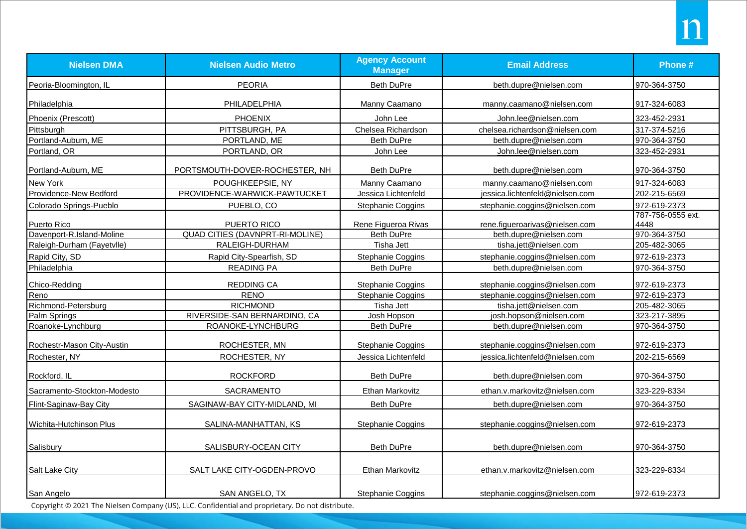| Nielsen DMA | Nielsen Audio Metro | Agency Account Manager | Email Address | Phone # |
|---|---|---|---|---|
| Peoria-Bloomington, IL | PEORIA | Beth DuPre | beth.dupre@nielsen.com | 970-364-3750 |
| Philadelphia | PHILADELPHIA | Manny Caamano | manny.caamano@nielsen.com | 917-324-6083 |
| Phoenix (Prescott) | PHOENIX | John Lee | John.lee@nielsen.com | 323-452-2931 |
| Pittsburgh | PITTSBURGH, PA | Chelsea Richardson | chelsea.richardson@nielsen.com | 317-374-5216 |
| Portland-Auburn, ME | PORTLAND, ME | Beth DuPre | beth.dupre@nielsen.com | 970-364-3750 |
| Portland, OR | PORTLAND, OR | John Lee | John.lee@nielsen.com | 323-452-2931 |
| Portland-Auburn, ME | PORTSMOUTH-DOVER-ROCHESTER, NH | Beth DuPre | beth.dupre@nielsen.com | 970-364-3750 |
| New York | POUGHKEEPSIE, NY | Manny Caamano | manny.caamano@nielsen.com | 917-324-6083 |
| Providence-New Bedford | PROVIDENCE-WARWICK-PAWTUCKET | Jessica Lichtenfeld | jessica.lichtenfeld@nielsen.com | 202-215-6569 |
| Colorado Springs-Pueblo | PUEBLO, CO | Stephanie Coggins | stephanie.coggins@nielsen.com | 972-619-2373 |
| Puerto Rico | PUERTO RICO | Rene Figueroa Rivas | rene.figueroarivas@nielsen.com | 787-756-0555 ext. 4448 |
| Davenport-R.Island-Moline | QUAD CITIES (DAVNPRT-RI-MOLINE) | Beth DuPre | beth.dupre@nielsen.com | 970-364-3750 |
| Raleigh-Durham (Fayetvlle) | RALEIGH-DURHAM | Tisha Jett | tisha.jett@nielsen.com | 205-482-3065 |
| Rapid City, SD | Rapid City-Spearfish, SD | Stephanie Coggins | stephanie.coggins@nielsen.com | 972-619-2373 |
| Philadelphia | READING PA | Beth DuPre | beth.dupre@nielsen.com | 970-364-3750 |
| Chico-Redding | REDDING CA | Stephanie Coggins | stephanie.coggins@nielsen.com | 972-619-2373 |
| Reno | RENO | Stephanie Coggins | stephanie.coggins@nielsen.com | 972-619-2373 |
| Richmond-Petersburg | RICHMOND | Tisha Jett | tisha.jett@nielsen.com | 205-482-3065 |
| Palm Springs | RIVERSIDE-SAN BERNARDINO, CA | Josh Hopson | josh.hopson@nielsen.com | 323-217-3895 |
| Roanoke-Lynchburg | ROANOKE-LYNCHBURG | Beth DuPre | beth.dupre@nielsen.com | 970-364-3750 |
| Rochestr-Mason City-Austin | ROCHESTER, MN | Stephanie Coggins | stephanie.coggins@nielsen.com | 972-619-2373 |
| Rochester, NY | ROCHESTER, NY | Jessica Lichtenfeld | jessica.lichtenfeld@nielsen.com | 202-215-6569 |
| Rockford, IL | ROCKFORD | Beth DuPre | beth.dupre@nielsen.com | 970-364-3750 |
| Sacramento-Stockton-Modesto | SACRAMENTO | Ethan Markovitz | ethan.v.markovitz@nielsen.com | 323-229-8334 |
| Flint-Saginaw-Bay City | SAGINAW-BAY CITY-MIDLAND, MI | Beth DuPre | beth.dupre@nielsen.com | 970-364-3750 |
| Wichita-Hutchinson Plus | SALINA-MANHATTAN, KS | Stephanie Coggins | stephanie.coggins@nielsen.com | 972-619-2373 |
| Salisbury | SALISBURY-OCEAN CITY | Beth DuPre | beth.dupre@nielsen.com | 970-364-3750 |
| Salt Lake City | SALT LAKE CITY-OGDEN-PROVO | Ethan Markovitz | ethan.v.markovitz@nielsen.com | 323-229-8334 |
| San Angelo | SAN ANGELO, TX | Stephanie Coggins | stephanie.coggins@nielsen.com | 972-619-2373 |

Copyright © 2021 The Nielsen Company (US), LLC. Confidential and proprietary. Do not distribute.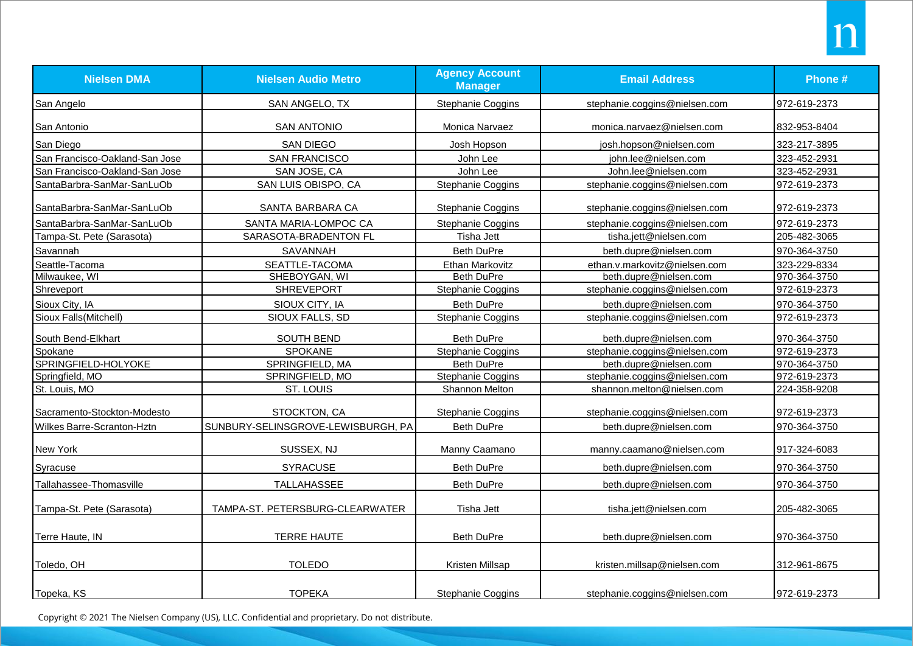| Nielsen DMA | Nielsen Audio Metro | Agency Account Manager | Email Address | Phone # |
|---|---|---|---|---|
| San Angelo | SAN ANGELO, TX | Stephanie Coggins | stephanie.coggins@nielsen.com | 972-619-2373 |
| San Antonio | SAN ANTONIO | Monica Narvaez | monica.narvaez@nielsen.com | 832-953-8404 |
| San Diego | SAN DIEGO | Josh Hopson | josh.hopson@nielsen.com | 323-217-3895 |
| San Francisco-Oakland-San Jose | SAN FRANCISCO | John Lee | john.lee@nielsen.com | 323-452-2931 |
| San Francisco-Oakland-San Jose | SAN JOSE, CA | John Lee | John.lee@nielsen.com | 323-452-2931 |
| SantaBarbra-SanMar-SanLuOb | SAN LUIS OBISPO, CA | Stephanie Coggins | stephanie.coggins@nielsen.com | 972-619-2373 |
| SantaBarbra-SanMar-SanLuOb | SANTA BARBARA CA | Stephanie Coggins | stephanie.coggins@nielsen.com | 972-619-2373 |
| SantaBarbra-SanMar-SanLuOb | SANTA MARIA-LOMPOC CA | Stephanie Coggins | stephanie.coggins@nielsen.com | 972-619-2373 |
| Tampa-St. Pete (Sarasota) | SARASOTA-BRADENTON FL | Tisha Jett | tisha.jett@nielsen.com | 205-482-3065 |
| Savannah | SAVANNAH | Beth DuPre | beth.dupre@nielsen.com | 970-364-3750 |
| Seattle-Tacoma | SEATTLE-TACOMA | Ethan Markovitz | ethan.v.markovitz@nielsen.com | 323-229-8334 |
| Milwaukee, WI | SHEBOYGAN, WI | Beth DuPre | beth.dupre@nielsen.com | 970-364-3750 |
| Shreveport | SHREVEPORT | Stephanie Coggins | stephanie.coggins@nielsen.com | 972-619-2373 |
| Sioux City, IA | SIOUX CITY, IA | Beth DuPre | beth.dupre@nielsen.com | 970-364-3750 |
| Sioux Falls(Mitchell) | SIOUX FALLS, SD | Stephanie Coggins | stephanie.coggins@nielsen.com | 972-619-2373 |
| South Bend-Elkhart | SOUTH BEND | Beth DuPre | beth.dupre@nielsen.com | 970-364-3750 |
| Spokane | SPOKANE | Stephanie Coggins | stephanie.coggins@nielsen.com | 972-619-2373 |
| SPRINGFIELD-HOLYOKE | SPRINGFIELD, MA | Beth DuPre | beth.dupre@nielsen.com | 970-364-3750 |
| Springfield, MO | SPRINGFIELD, MO | Stephanie Coggins | stephanie.coggins@nielsen.com | 972-619-2373 |
| St. Louis, MO | ST. LOUIS | Shannon Melton | shannon.melton@nielsen.com | 224-358-9208 |
| Sacramento-Stockton-Modesto | STOCKTON, CA | Stephanie Coggins | stephanie.coggins@nielsen.com | 972-619-2373 |
| Wilkes Barre-Scranton-Hztn | SUNBURY-SELINSGROVE-LEWISBURGH, PA | Beth DuPre | beth.dupre@nielsen.com | 970-364-3750 |
| New York | SUSSEX, NJ | Manny Caamano | manny.caamano@nielsen.com | 917-324-6083 |
| Syracuse | SYRACUSE | Beth DuPre | beth.dupre@nielsen.com | 970-364-3750 |
| Tallahassee-Thomasville | TALLAHASSEE | Beth DuPre | beth.dupre@nielsen.com | 970-364-3750 |
| Tampa-St. Pete (Sarasota) | TAMPA-ST. PETERSBURG-CLEARWATER | Tisha Jett | tisha.jett@nielsen.com | 205-482-3065 |
| Terre Haute, IN | TERRE HAUTE | Beth DuPre | beth.dupre@nielsen.com | 970-364-3750 |
| Toledo, OH | TOLEDO | Kristen Millsap | kristen.millsap@nielsen.com | 312-961-8675 |
| Topeka, KS | TOPEKA | Stephanie Coggins | stephanie.coggins@nielsen.com | 972-619-2373 |

Copyright © 2021 The Nielsen Company (US), LLC. Confidential and proprietary. Do not distribute.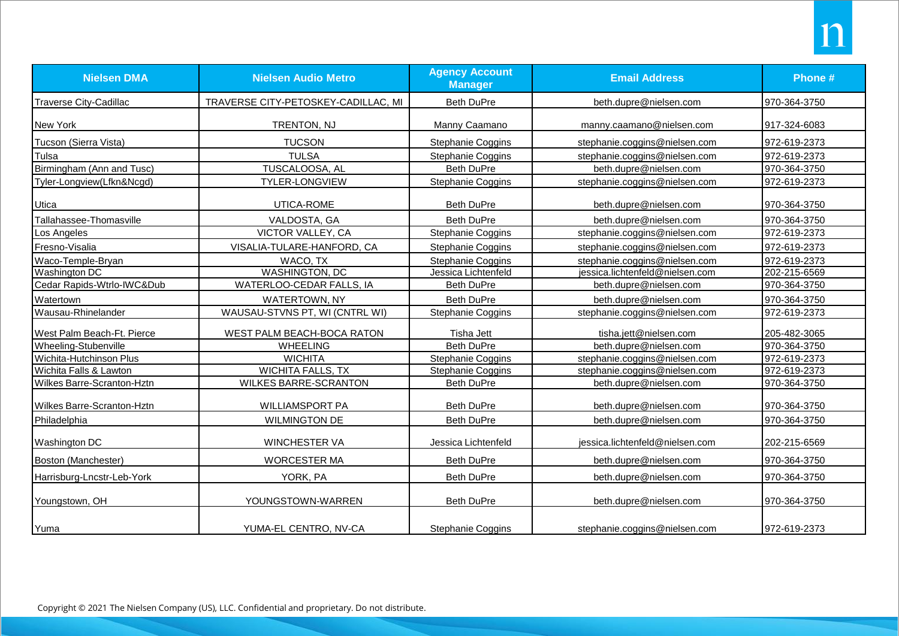| Nielsen DMA | Nielsen Audio Metro | Agency Account Manager | Email Address | Phone # |
|---|---|---|---|---|
| Traverse City-Cadillac | TRAVERSE CITY-PETOSKEY-CADILLAC, MI | Beth DuPre | beth.dupre@nielsen.com | 970-364-3750 |
| New York | TRENTON, NJ | Manny Caamano | manny.caamano@nielsen.com | 917-324-6083 |
| Tucson (Sierra Vista) | TUCSON | Stephanie Coggins | stephanie.coggins@nielsen.com | 972-619-2373 |
| Tulsa | TULSA | Stephanie Coggins | stephanie.coggins@nielsen.com | 972-619-2373 |
| Birmingham (Ann and Tusc) | TUSCALOOSA, AL | Beth DuPre | beth.dupre@nielsen.com | 970-364-3750 |
| Tyler-Longview(Lfkn&Ncgd) | TYLER-LONGVIEW | Stephanie Coggins | stephanie.coggins@nielsen.com | 972-619-2373 |
| Utica | UTICA-ROME | Beth DuPre | beth.dupre@nielsen.com | 970-364-3750 |
| Tallahassee-Thomasville | VALDOSTA, GA | Beth DuPre | beth.dupre@nielsen.com | 970-364-3750 |
| Los Angeles | VICTOR VALLEY, CA | Stephanie Coggins | stephanie.coggins@nielsen.com | 972-619-2373 |
| Fresno-Visalia | VISALIA-TULARE-HANFORD, CA | Stephanie Coggins | stephanie.coggins@nielsen.com | 972-619-2373 |
| Waco-Temple-Bryan | WACO, TX | Stephanie Coggins | stephanie.coggins@nielsen.com | 972-619-2373 |
| Washington DC | WASHINGTON, DC | Jessica Lichtenfeld | jessica.lichtenfeld@nielsen.com | 202-215-6569 |
| Cedar Rapids-Wtrlo-IWC&Dub | WATERLOO-CEDAR FALLS, IA | Beth DuPre | beth.dupre@nielsen.com | 970-364-3750 |
| Watertown | WATERTOWN, NY | Beth DuPre | beth.dupre@nielsen.com | 970-364-3750 |
| Wausau-Rhinelander | WAUSAU-STVNS PT, WI (CNTRL WI) | Stephanie Coggins | stephanie.coggins@nielsen.com | 972-619-2373 |
| West Palm Beach-Ft. Pierce | WEST PALM BEACH-BOCA RATON | Tisha Jett | tisha.jett@nielsen.com | 205-482-3065 |
| Wheeling-Stubenville | WHEELING | Beth DuPre | beth.dupre@nielsen.com | 970-364-3750 |
| Wichita-Hutchinson Plus | WICHITA | Stephanie Coggins | stephanie.coggins@nielsen.com | 972-619-2373 |
| Wichita Falls & Lawton | WICHITA FALLS, TX | Stephanie Coggins | stephanie.coggins@nielsen.com | 972-619-2373 |
| Wilkes Barre-Scranton-Hztn | WILKES BARRE-SCRANTON | Beth DuPre | beth.dupre@nielsen.com | 970-364-3750 |
| Wilkes Barre-Scranton-Hztn | WILLIAMSPORT PA | Beth DuPre | beth.dupre@nielsen.com | 970-364-3750 |
| Philadelphia | WILMINGTON DE | Beth DuPre | beth.dupre@nielsen.com | 970-364-3750 |
| Washington DC | WINCHESTER VA | Jessica Lichtenfeld | jessica.lichtenfeld@nielsen.com | 202-215-6569 |
| Boston (Manchester) | WORCESTER MA | Beth DuPre | beth.dupre@nielsen.com | 970-364-3750 |
| Harrisburg-Lncstr-Leb-York | YORK, PA | Beth DuPre | beth.dupre@nielsen.com | 970-364-3750 |
| Youngstown, OH | YOUNGSTOWN-WARREN | Beth DuPre | beth.dupre@nielsen.com | 970-364-3750 |
| Yuma | YUMA-EL CENTRO, NV-CA | Stephanie Coggins | stephanie.coggins@nielsen.com | 972-619-2373 |

Copyright © 2021 The Nielsen Company (US), LLC. Confidential and proprietary. Do not distribute.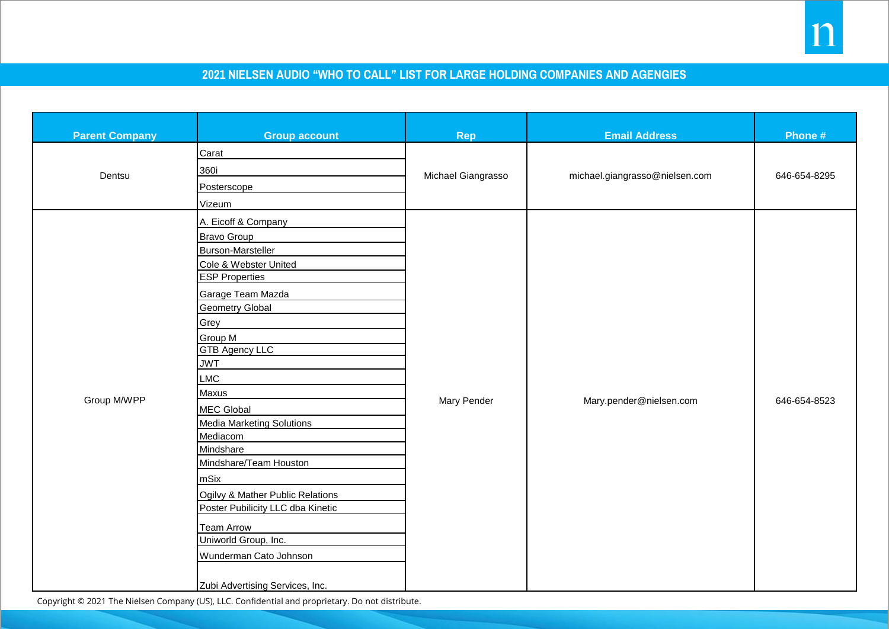## 2021 NIELSEN AUDIO "WHO TO CALL" LIST FOR LARGE HOLDING COMPANIES AND AGENGIES

| Parent Company | Group account | Rep | Email Address | Phone # |
|---|---|---|---|---|
| Dentsu | Carat | Michael Giangrasso | michael.giangrasso@nielsen.com | 646-654-8295 |
| | 360i | | | |
| | Posterscope | | | |
| | Vizeum | | | |
| Group M/WPP | A. Eicoff & Company | Mary Pender | Mary.pender@nielsen.com | 646-654-8523 |
| | Bravo Group | | | |
| | Burson-Marsteller | | | |
| | Cole & Webster United | | | |
| | ESP Properties | | | |
| | Garage Team Mazda | | | |
| | Geometry Global | | | |
| | Grey | | | |
| | Group M | | | |
| | GTB Agency LLC | | | |
| | JWT | | | |
| | LMC | | | |
| | Maxus | | | |
| | MEC Global | | | |
| | Media Marketing Solutions | | | |
| | Mediacom | | | |
| | Mindshare | | | |
| | Mindshare/Team Houston | | | |
| | mSix | | | |
| | Ogilvy & Mather Public Relations | | | |
| | Poster Pubilicity LLC dba Kinetic | | | |
| | Team Arrow | | | |
| | Uniworld Group, Inc. | | | |
| | Wunderman Cato Johnson | | | |
| | Zubi Advertising Services, Inc. | | | |

Copyright © 2021 The Nielsen Company (US), LLC. Confidential and proprietary. Do not distribute.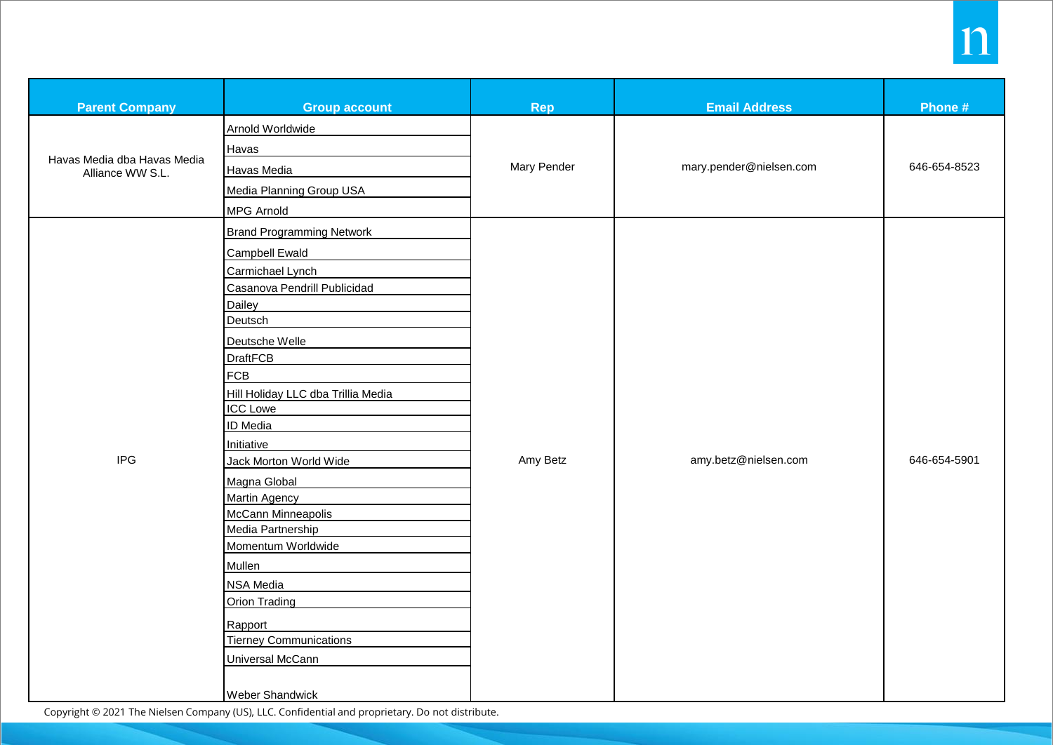| Parent Company | Group account | Rep | Email Address | Phone # |
|---|---|---|---|---|
| Havas Media dba Havas Media Alliance WW S.L. | Arnold Worldwide | Mary Pender | mary.pender@nielsen.com | 646-654-8523 |
| | Havas | | | |
| | Havas Media | | | |
| | Media Planning Group USA | | | |
| | MPG Arnold | | | |
| IPG | Brand Programming Network | Amy Betz | amy.betz@nielsen.com | 646-654-5901 |
| | Campbell Ewald | | | |
| | Carmichael Lynch | | | |
| | Casanova Pendrill Publicidad | | | |
| | Dailey | | | |
| | Deutsch | | | |
| | Deutsche Welle | | | |
| | DraftFCB | | | |
| | FCB | | | |
| | Hill Holiday LLC dba Trillia Media | | | |
| | ICC Lowe | | | |
| | ID Media | | | |
| | Initiative | | | |
| | Jack Morton World Wide | | | |
| | Magna Global | | | |
| | Martin Agency | | | |
| | McCann Minneapolis | | | |
| | Media Partnership | | | |
| | Momentum Worldwide | | | |
| | Mullen | | | |
| | NSA Media | | | |
| | Orion Trading | | | |
| | Rapport | | | |
| | Tierney Communications | | | |
| | Universal McCann | | | |
| | Weber Shandwick | | | |

Copyright © 2021 The Nielsen Company (US), LLC. Confidential and proprietary. Do not distribute.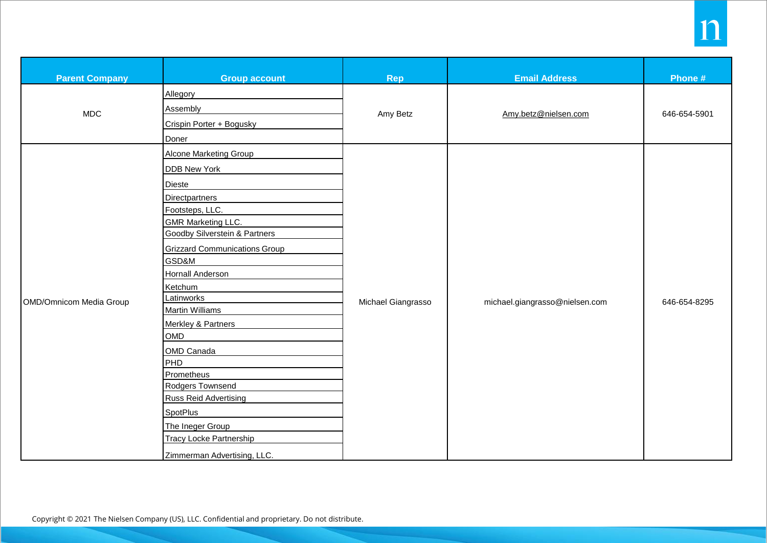| Parent Company | Group account | Rep | Email Address | Phone # |
|---|---|---|---|---|
| MDC | Allegory | Amy Betz | Amy.betz@nielsen.com | 646-654-5901 |
| | Assembly | | | |
| | Crispin Porter + Bogusky | | | |
| | Doner | | | |
| OMD/Omnicom Media Group | Alcone Marketing Group | Michael Giangrasso | michael.giangrasso@nielsen.com | 646-654-8295 |
| | DDB New York | | | |
| | Dieste | | | |
| | Directpartners | | | |
| | Footsteps, LLC. | | | |
| | GMR Marketing LLC. | | | |
| | Goodby Silverstein & Partners | | | |
| | Grizzard Communications Group | | | |
| | GSD&M | | | |
| | Hornall Anderson | | | |
| | Ketchum | | | |
| | Latinworks | | | |
| | Martin Williams | | | |
| | Merkley & Partners | | | |
| | OMD | | | |
| | OMD Canada | | | |
| | PHD | | | |
| | Prometheus | | | |
| | Rodgers Townsend | | | |
| | Russ Reid Advertising | | | |
| | SpotPlus | | | |
| | The Ineger Group | | | |
| | Tracy Locke Partnership | | | |
| | Zimmerman Advertising, LLC. | | | |

Copyright © 2021 The Nielsen Company (US), LLC. Confidential and proprietary. Do not distribute.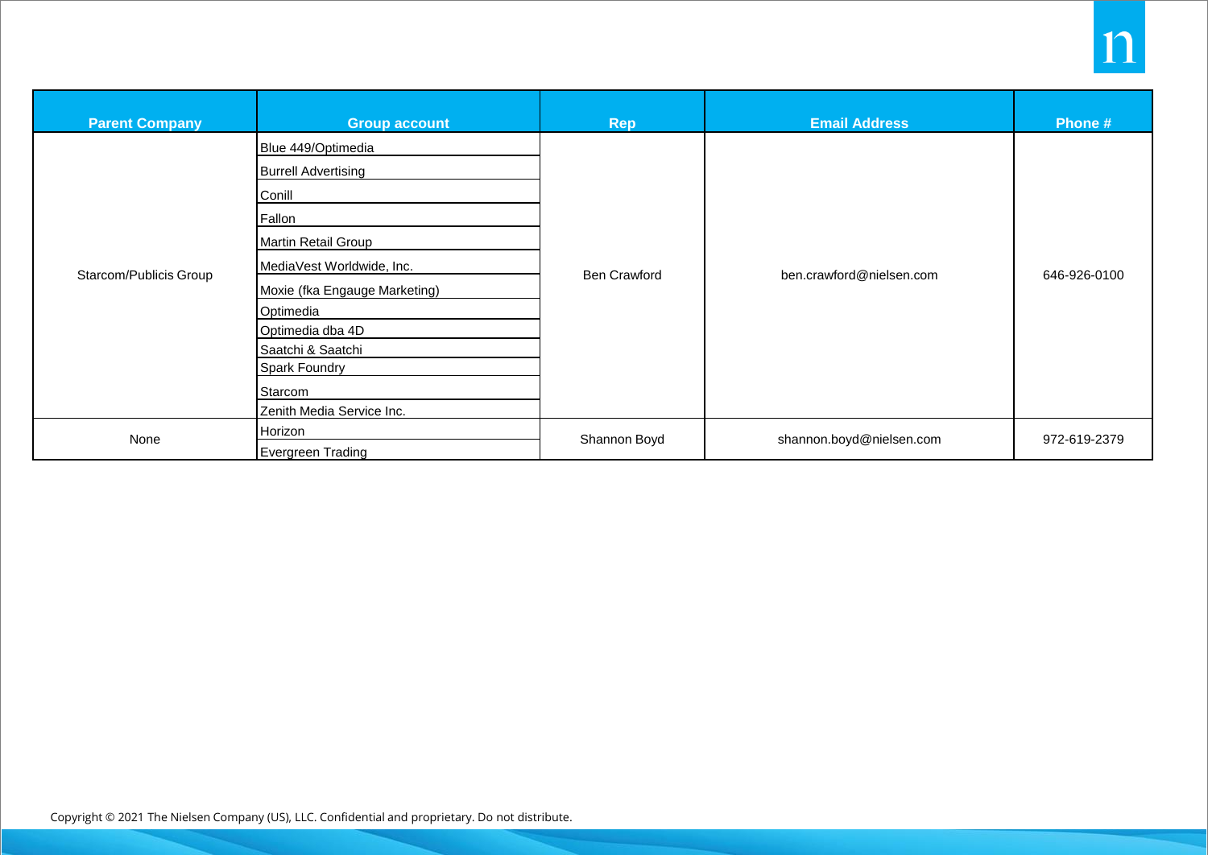| Parent Company | Group account | Rep | Email Address | Phone # |
|---|---|---|---|---|
| Starcom/Publicis Group | Blue 449/Optimedia | Ben Crawford | ben.crawford@nielsen.com | 646-926-0100 |
| | Burrell Advertising | | | |
| | Conill | | | |
| | Fallon | | | |
| | Martin Retail Group | | | |
| | MediaVest Worldwide, Inc. | | | |
| | Moxie (fka Engauge Marketing) | | | |
| | Optimedia | | | |
| | Optimedia dba 4D | | | |
| | Saatchi & Saatchi | | | |
| | Spark Foundry | | | |
| | Starcom | | | |
| | Zenith Media Service Inc. | | | |
| None | Horizon | Shannon Boyd | shannon.boyd@nielsen.com | 972-619-2379 |
| | Evergreen Trading | | | |

Copyright © 2021 The Nielsen Company (US), LLC. Confidential and proprietary. Do not distribute.